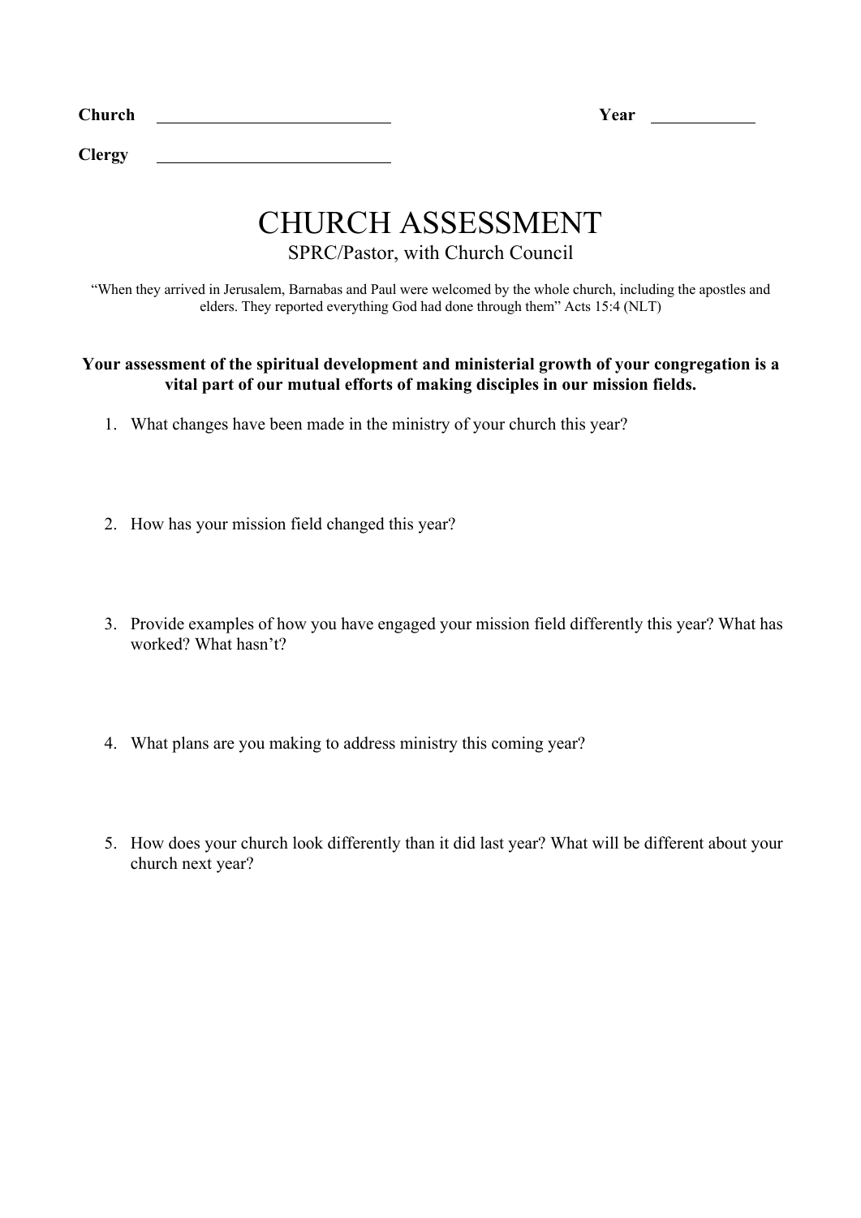**Church** ____________________________ **Year** ____________

**Clergy** ____________________________

# CHURCH ASSESSMENT

SPRC/Pastor, with Church Council

"When they arrived in Jerusalem, Barnabas and Paul were welcomed by the whole church, including the apostles and elders. They reported everything God had done through them" Acts 15:4 (NLT)

**Your assessment of the spiritual development and ministerial growth of your congregation is a vital part of our mutual efforts of making disciples in our mission fields.**

1. What changes have been made in the ministry of your church this year?

2. How has your mission field changed this year?

3. Provide examples of how you have engaged your mission field differently this year? What has worked? What hasn't?

4. What plans are you making to address ministry this coming year?

5. How does your church look differently than it did last year? What will be different about your church next year?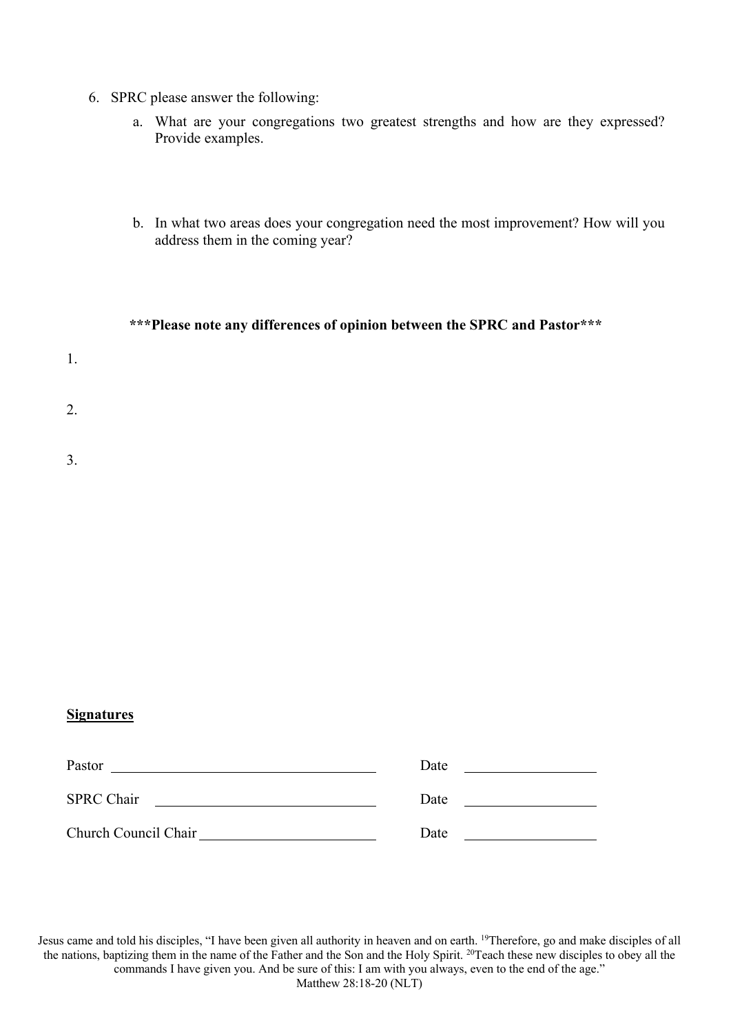6. SPRC please answer the following:
    a. What are your congregations two greatest strengths and how are they expressed? Provide examples.

    b. In what two areas does your congregation need the most improvement? How will you address them in the coming year?

**\*\*\*Please note any differences of opinion between the SPRC and Pastor\*\*\***

1.

2.

3.

**<u>Signatures</u>**

Pastor ______________________________ Date ______________

SPRC Chair ______________________________ Date ______________

Church Council Chair ______________________________ Date ______________

Jesus came and told his disciples, "I have been given all authority in heaven and on earth. [19]Therefore, go and make disciples of all the nations, baptizing them in the name of the Father and the Son and the Holy Spirit. [20]Teach these new disciples to obey all the commands I have given you. And be sure of this: I am with you always, even to the end of the age."
Matthew 28:18-20 (NLT)